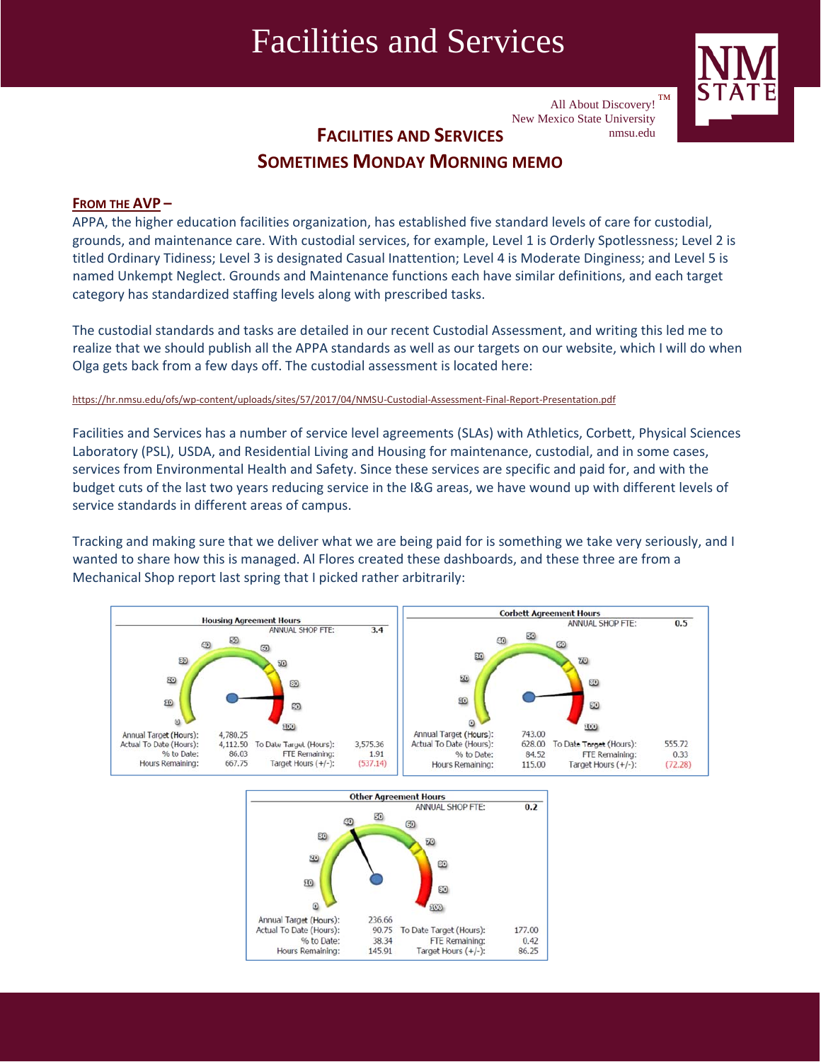# Facilities and Services

All About Discovery!™
New Mexico State University
nmsu.edu

## FACILITIES AND SERVICES
## SOMETIMES MONDAY MORNING MEMO

### FROM THE AVP –

APPA, the higher education facilities organization, has established five standard levels of care for custodial, grounds, and maintenance care. With custodial services, for example, Level 1 is Orderly Spotlessness; Level 2 is titled Ordinary Tidiness; Level 3 is designated Casual Inattention; Level 4 is Moderate Dinginess; and Level 5 is named Unkempt Neglect. Grounds and Maintenance functions each have similar definitions, and each target category has standardized staffing levels along with prescribed tasks.

The custodial standards and tasks are detailed in our recent Custodial Assessment, and writing this led me to realize that we should publish all the APPA standards as well as our targets on our website, which I will do when Olga gets back from a few days off. The custodial assessment is located here:

https://hr.nmsu.edu/ofs/wp-content/uploads/sites/57/2017/04/NMSU-Custodial-Assessment-Final-Report-Presentation.pdf

Facilities and Services has a number of service level agreements (SLAs) with Athletics, Corbett, Physical Sciences Laboratory (PSL), USDA, and Residential Living and Housing for maintenance, custodial, and in some cases, services from Environmental Health and Safety. Since these services are specific and paid for, and with the budget cuts of the last two years reducing service in the I&G areas, we have wound up with different levels of service standards in different areas of campus.

Tracking and making sure that we deliver what we are being paid for is something we take very seriously, and I wanted to share how this is managed. Al Flores created these dashboards, and these three are from a Mechanical Shop report last spring that I picked rather arbitrarily:

**Housing Agreement Hours**

ANNUAL SHOP FTE: 3.4

| | | | |
|---|---|---|---|
| Annual Target (Hours): | 4,780.25 | | |
| Actual To Date (Hours): | 4,112.50 | To Date Target (Hours): | 3,575.36 |
| % to Date: | 86.03 | FTE Remaining: | 1.91 |
| Hours Remaining: | 667.75 | Target Hours (+/-): | (537.14) |

**Corbett Agreement Hours**

ANNUAL SHOP FTE: 0.5

| | | | |
|---|---|---|---|
| Annual Target (Hours): | 743.00 | | |
| Actual To Date (Hours): | 628.00 | To Date Target (Hours): | 555.72 |
| % to Date: | 84.52 | FTE Remaining: | 0.33 |
| Hours Remaining: | 115.00 | Target Hours (+/-): | (72.28) |

**Other Agreement Hours**

ANNUAL SHOP FTE: 0.2

| | | | |
|---|---|---|---|
| Annual Target (Hours): | 236.66 | | |
| Actual To Date (Hours): | 90.75 | To Date Target (Hours): | 177.00 |
| % to Date: | 38.34 | FTE Remaining: | 0.42 |
| Hours Remaining: | 145.91 | Target Hours (+/-): | 86.25 |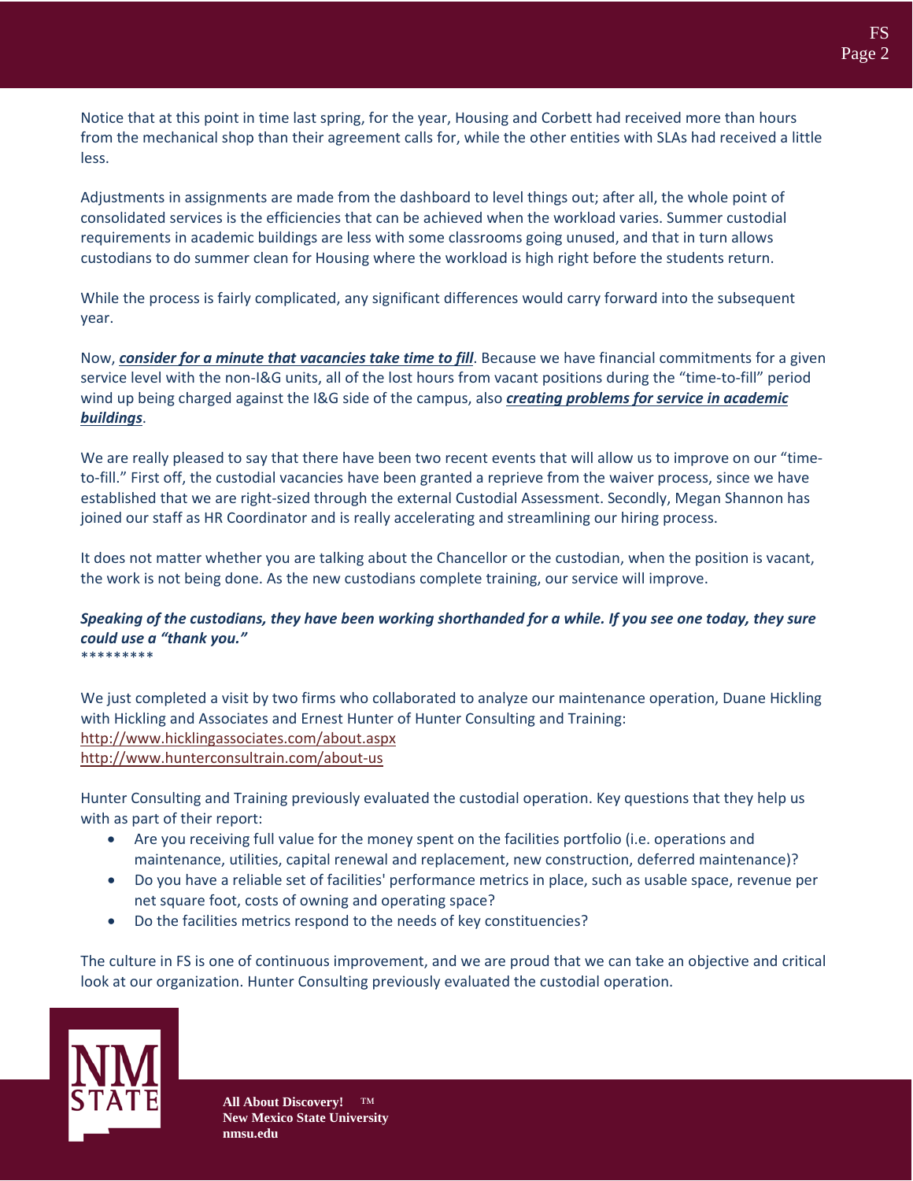Notice that at this point in time last spring, for the year, Housing and Corbett had received more than hours from the mechanical shop than their agreement calls for, while the other entities with SLAs had received a little less.

Adjustments in assignments are made from the dashboard to level things out; after all, the whole point of consolidated services is the efficiencies that can be achieved when the workload varies. Summer custodial requirements in academic buildings are less with some classrooms going unused, and that in turn allows custodians to do summer clean for Housing where the workload is high right before the students return.

While the process is fairly complicated, any significant differences would carry forward into the subsequent year.

Now, ***consider for a minute that vacancies take time to fill***. Because we have financial commitments for a given service level with the non-I&G units, all of the lost hours from vacant positions during the "time-to-fill" period wind up being charged against the I&G side of the campus, also ***creating problems for service in academic buildings***.

We are really pleased to say that there have been two recent events that will allow us to improve on our "time-to-fill." First off, the custodial vacancies have been granted a reprieve from the waiver process, since we have established that we are right-sized through the external Custodial Assessment. Secondly, Megan Shannon has joined our staff as HR Coordinator and is really accelerating and streamlining our hiring process.

It does not matter whether you are talking about the Chancellor or the custodian, when the position is vacant, the work is not being done. As the new custodians complete training, our service will improve.

***Speaking of the custodians, they have been working shorthanded for a while. If you see one today, they sure could use a "thank you."***

*********

We just completed a visit by two firms who collaborated to analyze our maintenance operation, Duane Hickling with Hickling and Associates and Ernest Hunter of Hunter Consulting and Training:
http://www.hicklingassociates.com/about.aspx
http://www.hunterconsultrain.com/about-us

Hunter Consulting and Training previously evaluated the custodial operation. Key questions that they help us with as part of their report:

- Are you receiving full value for the money spent on the facilities portfolio (i.e. operations and maintenance, utilities, capital renewal and replacement, new construction, deferred maintenance)?
- Do you have a reliable set of facilities' performance metrics in place, such as usable space, revenue per net square foot, costs of owning and operating space?
- Do the facilities metrics respond to the needs of key constituencies?

The culture in FS is one of continuous improvement, and we are proud that we can take an objective and critical look at our organization. Hunter Consulting previously evaluated the custodial operation.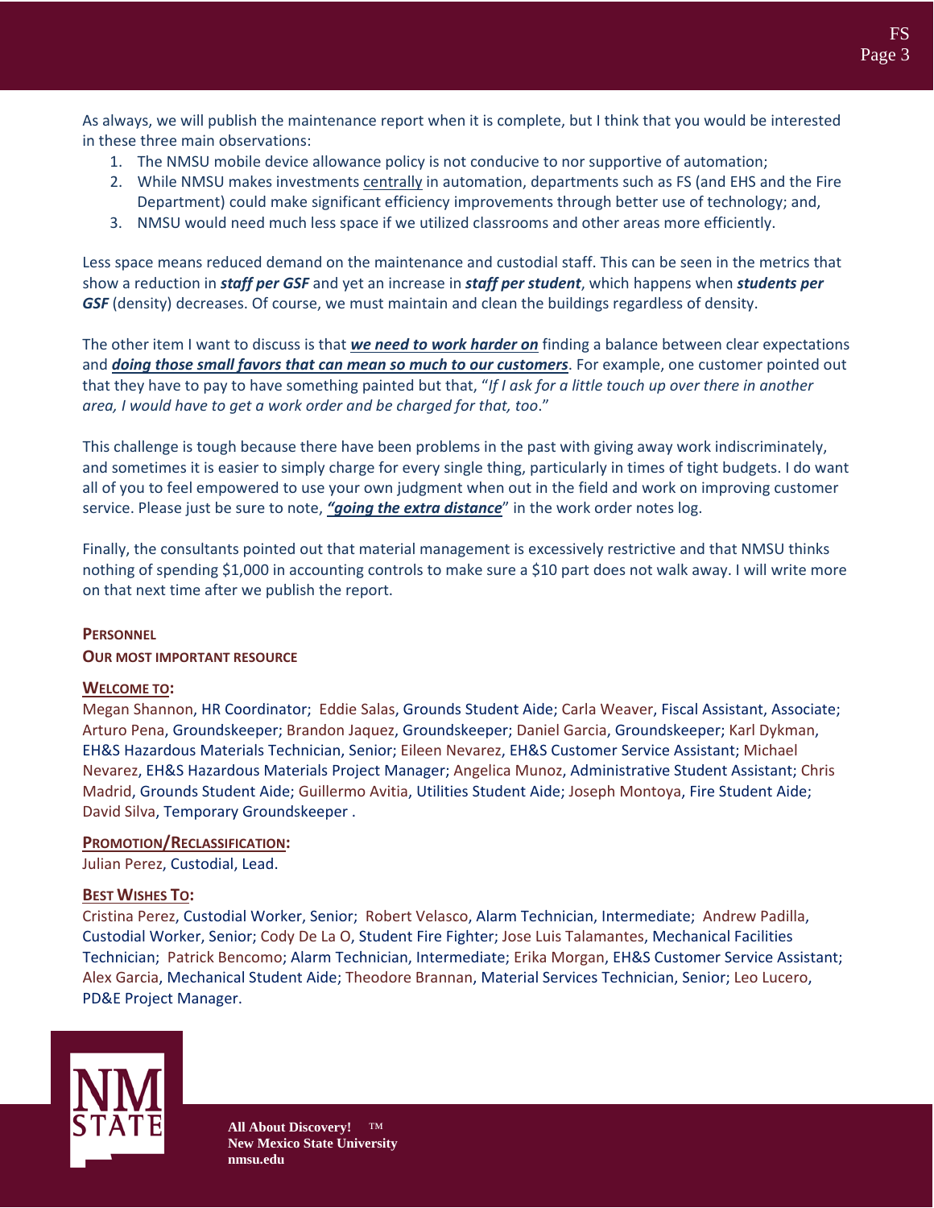As always, we will publish the maintenance report when it is complete, but I think that you would be interested in these three main observations:

1. The NMSU mobile device allowance policy is not conducive to nor supportive of automation;
2. While NMSU makes investments centrally in automation, departments such as FS (and EHS and the Fire Department) could make significant efficiency improvements through better use of technology; and,
3. NMSU would need much less space if we utilized classrooms and other areas more efficiently.

Less space means reduced demand on the maintenance and custodial staff. This can be seen in the metrics that show a reduction in ***staff per GSF*** and yet an increase in ***staff per student***, which happens when ***students per GSF*** (density) decreases. Of course, we must maintain and clean the buildings regardless of density.

The other item I want to discuss is that ***we need to work harder on*** finding a balance between clear expectations and ***doing those small favors that can mean so much to our customers***. For example, one customer pointed out that they have to pay to have something painted but that, "*If I ask for a little touch up over there in another area, I would have to get a work order and be charged for that, too*."

This challenge is tough because there have been problems in the past with giving away work indiscriminately, and sometimes it is easier to simply charge for every single thing, particularly in times of tight budgets. I do want all of you to feel empowered to use your own judgment when out in the field and work on improving customer service. Please just be sure to note, ***"going the extra distance***" in the work order notes log.

Finally, the consultants pointed out that material management is excessively restrictive and that NMSU thinks nothing of spending $1,000 in accounting controls to make sure a $10 part does not walk away. I will write more on that next time after we publish the report.

## PERSONNEL

### OUR MOST IMPORTANT RESOURCE

**WELCOME TO:**

Megan Shannon, HR Coordinator; Eddie Salas, Grounds Student Aide; Carla Weaver, Fiscal Assistant, Associate; Arturo Pena, Groundskeeper; Brandon Jaquez, Groundskeeper; Daniel Garcia, Groundskeeper; Karl Dykman, EH&S Hazardous Materials Technician, Senior; Eileen Nevarez, EH&S Customer Service Assistant; Michael Nevarez, EH&S Hazardous Materials Project Manager; Angelica Munoz, Administrative Student Assistant; Chris Madrid, Grounds Student Aide; Guillermo Avitia, Utilities Student Aide; Joseph Montoya, Fire Student Aide; David Silva, Temporary Groundskeeper .

**PROMOTION/RECLASSIFICATION:**

Julian Perez, Custodial, Lead.

**BEST WISHES TO:**

Cristina Perez, Custodial Worker, Senior; Robert Velasco, Alarm Technician, Intermediate; Andrew Padilla, Custodial Worker, Senior; Cody De La O, Student Fire Fighter; Jose Luis Talamantes, Mechanical Facilities Technician; Patrick Bencomo; Alarm Technician, Intermediate; Erika Morgan, EH&S Customer Service Assistant; Alex Garcia, Mechanical Student Aide; Theodore Brannan, Material Services Technician, Senior; Leo Lucero, PD&E Project Manager.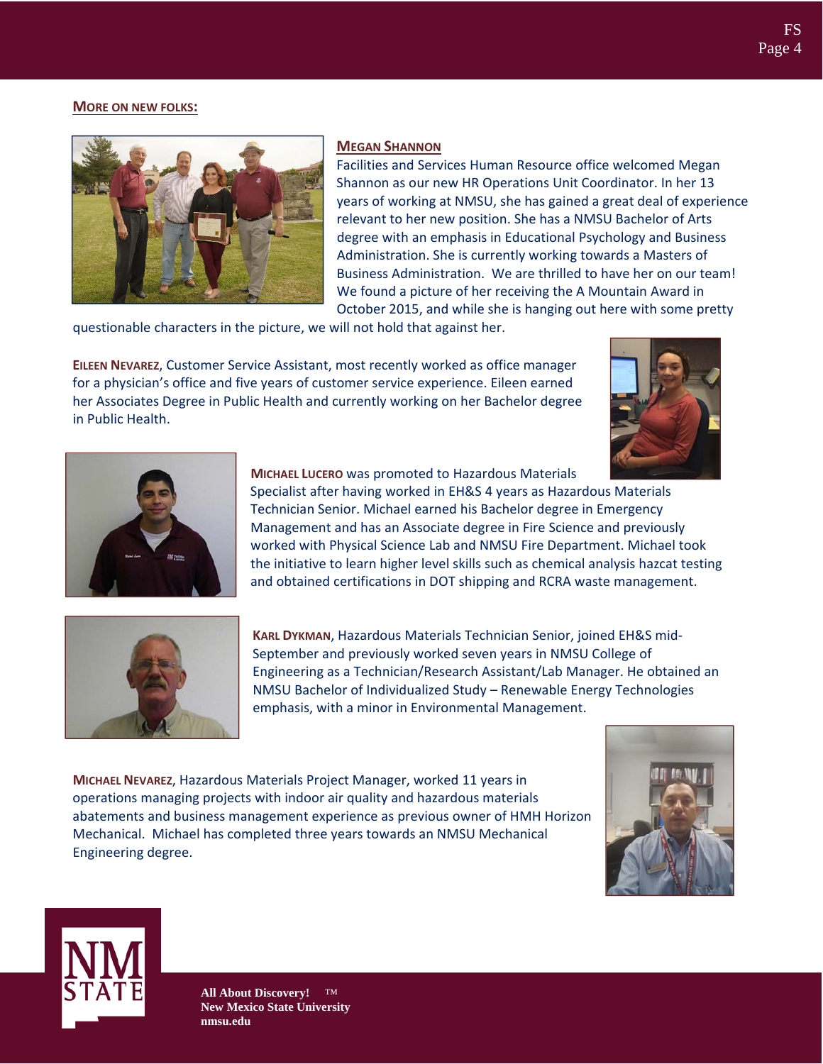**MORE ON NEW FOLKS:**

**MEGAN SHANNON**

Facilities and Services Human Resource office welcomed Megan Shannon as our new HR Operations Unit Coordinator. In her 13 years of working at NMSU, she has gained a great deal of experience relevant to her new position. She has a NMSU Bachelor of Arts degree with an emphasis in Educational Psychology and Business Administration. She is currently working towards a Masters of Business Administration. We are thrilled to have her on our team! We found a picture of her receiving the A Mountain Award in October 2015, and while she is hanging out here with some pretty questionable characters in the picture, we will not hold that against her.

**EILEEN NEVAREZ**, Customer Service Assistant, most recently worked as office manager for a physician's office and five years of customer service experience. Eileen earned her Associates Degree in Public Health and currently working on her Bachelor degree in Public Health.

**MICHAEL LUCERO** was promoted to Hazardous Materials Specialist after having worked in EH&S 4 years as Hazardous Materials Technician Senior. Michael earned his Bachelor degree in Emergency Management and has an Associate degree in Fire Science and previously worked with Physical Science Lab and NMSU Fire Department. Michael took the initiative to learn higher level skills such as chemical analysis hazcat testing and obtained certifications in DOT shipping and RCRA waste management.

**KARL DYKMAN**, Hazardous Materials Technician Senior, joined EH&S mid-September and previously worked seven years in NMSU College of Engineering as a Technician/Research Assistant/Lab Manager. He obtained an NMSU Bachelor of Individualized Study – Renewable Energy Technologies emphasis, with a minor in Environmental Management.

**MICHAEL NEVAREZ**, Hazardous Materials Project Manager, worked 11 years in operations managing projects with indoor air quality and hazardous materials abatements and business management experience as previous owner of HMH Horizon Mechanical. Michael has completed three years towards an NMSU Mechanical Engineering degree.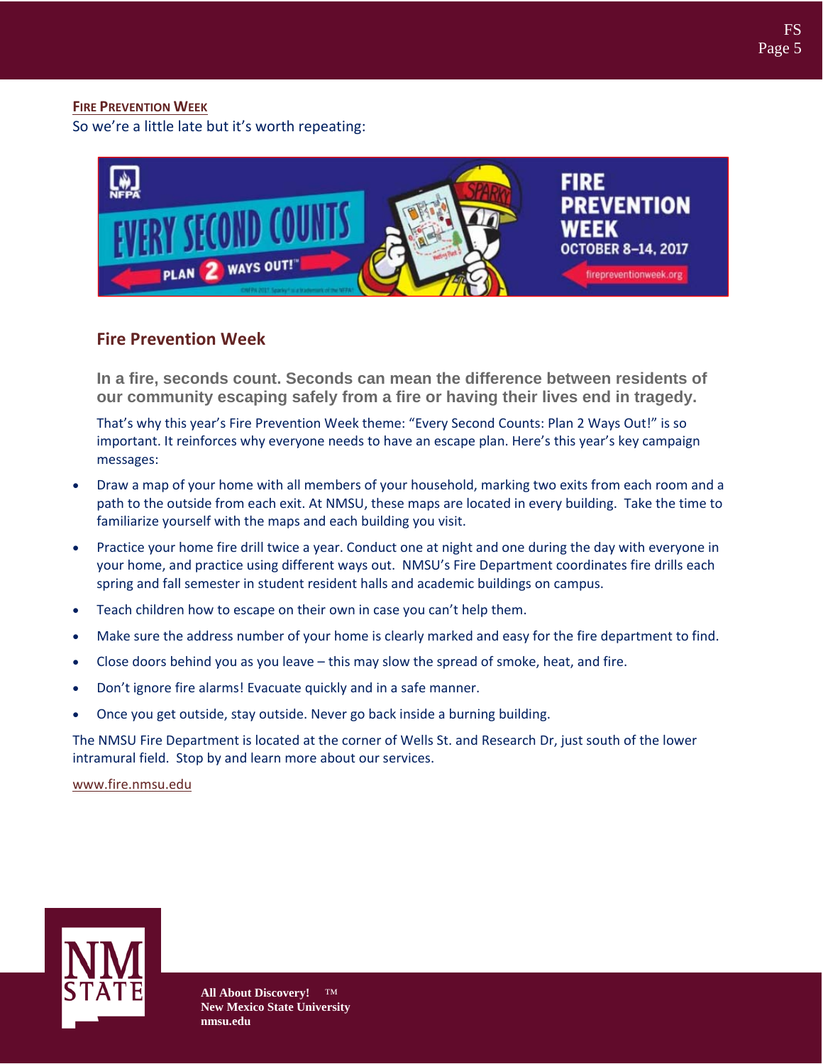## Fire Prevention Week

So we're a little late but it's worth repeating:

### Fire Prevention Week

**In a fire, seconds count. Seconds can mean the difference between residents of our community escaping safely from a fire or having their lives end in tragedy.**

That's why this year's Fire Prevention Week theme: "Every Second Counts: Plan 2 Ways Out!" is so important. It reinforces why everyone needs to have an escape plan. Here's this year's key campaign messages:

- Draw a map of your home with all members of your household, marking two exits from each room and a path to the outside from each exit. At NMSU, these maps are located in every building. Take the time to familiarize yourself with the maps and each building you visit.
- Practice your home fire drill twice a year. Conduct one at night and one during the day with everyone in your home, and practice using different ways out. NMSU's Fire Department coordinates fire drills each spring and fall semester in student resident halls and academic buildings on campus.
- Teach children how to escape on their own in case you can't help them.
- Make sure the address number of your home is clearly marked and easy for the fire department to find.
- Close doors behind you as you leave – this may slow the spread of smoke, heat, and fire.
- Don't ignore fire alarms! Evacuate quickly and in a safe manner.
- Once you get outside, stay outside. Never go back inside a burning building.

The NMSU Fire Department is located at the corner of Wells St. and Research Dr, just south of the lower intramural field. Stop by and learn more about our services.

www.fire.nmsu.edu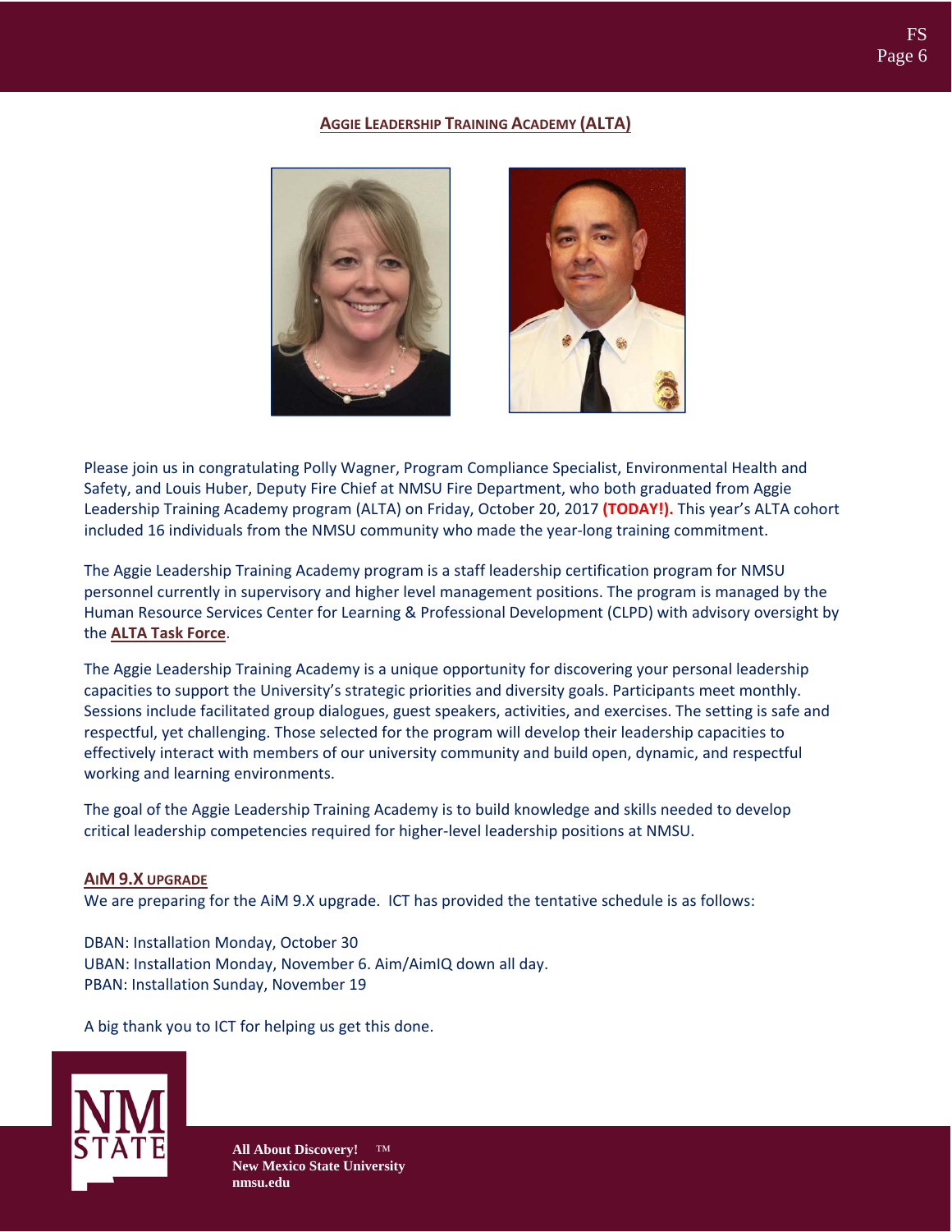## Aggie Leadership Training Academy (ALTA)

Please join us in congratulating Polly Wagner, Program Compliance Specialist, Environmental Health and Safety, and Louis Huber, Deputy Fire Chief at NMSU Fire Department, who both graduated from Aggie Leadership Training Academy program (ALTA) on Friday, October 20, 2017 **(TODAY!).** This year's ALTA cohort included 16 individuals from the NMSU community who made the year-long training commitment.

The Aggie Leadership Training Academy program is a staff leadership certification program for NMSU personnel currently in supervisory and higher level management positions. The program is managed by the Human Resource Services Center for Learning & Professional Development (CLPD) with advisory oversight by the **ALTA Task Force**.

The Aggie Leadership Training Academy is a unique opportunity for discovering your personal leadership capacities to support the University's strategic priorities and diversity goals. Participants meet monthly. Sessions include facilitated group dialogues, guest speakers, activities, and exercises. The setting is safe and respectful, yet challenging. Those selected for the program will develop their leadership capacities to effectively interact with members of our university community and build open, dynamic, and respectful working and learning environments.

The goal of the Aggie Leadership Training Academy is to build knowledge and skills needed to develop critical leadership competencies required for higher-level leadership positions at NMSU.

### AiM 9.X Upgrade

We are preparing for the AiM 9.X upgrade. ICT has provided the tentative schedule is as follows:

DBAN: Installation Monday, October 30
UBAN: Installation Monday, November 6. Aim/AimIQ down all day.
PBAN: Installation Sunday, November 19

A big thank you to ICT for helping us get this done.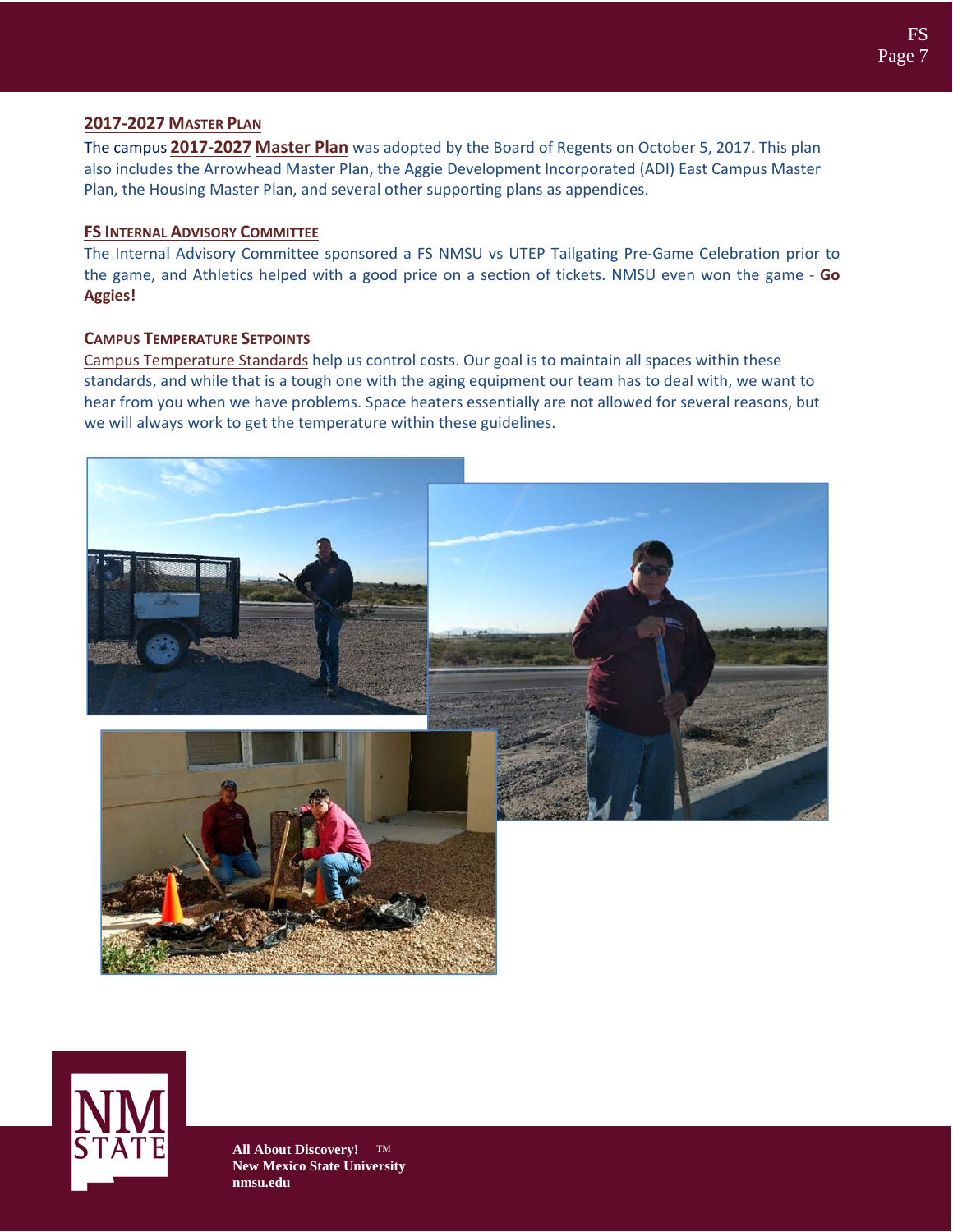## 2017-2027 Master Plan

The campus **2017-2027 Master Plan** was adopted by the Board of Regents on October 5, 2017. This plan also includes the Arrowhead Master Plan, the Aggie Development Incorporated (ADI) East Campus Master Plan, the Housing Master Plan, and several other supporting plans as appendices.

## FS Internal Advisory Committee

The Internal Advisory Committee sponsored a FS NMSU vs UTEP Tailgating Pre-Game Celebration prior to the game, and Athletics helped with a good price on a section of tickets. NMSU even won the game - **Go Aggies!**

## Campus Temperature Setpoints

Campus Temperature Standards help us control costs. Our goal is to maintain all spaces within these standards, and while that is a tough one with the aging equipment our team has to deal with, we want to hear from you when we have problems. Space heaters essentially are not allowed for several reasons, but we will always work to get the temperature within these guidelines.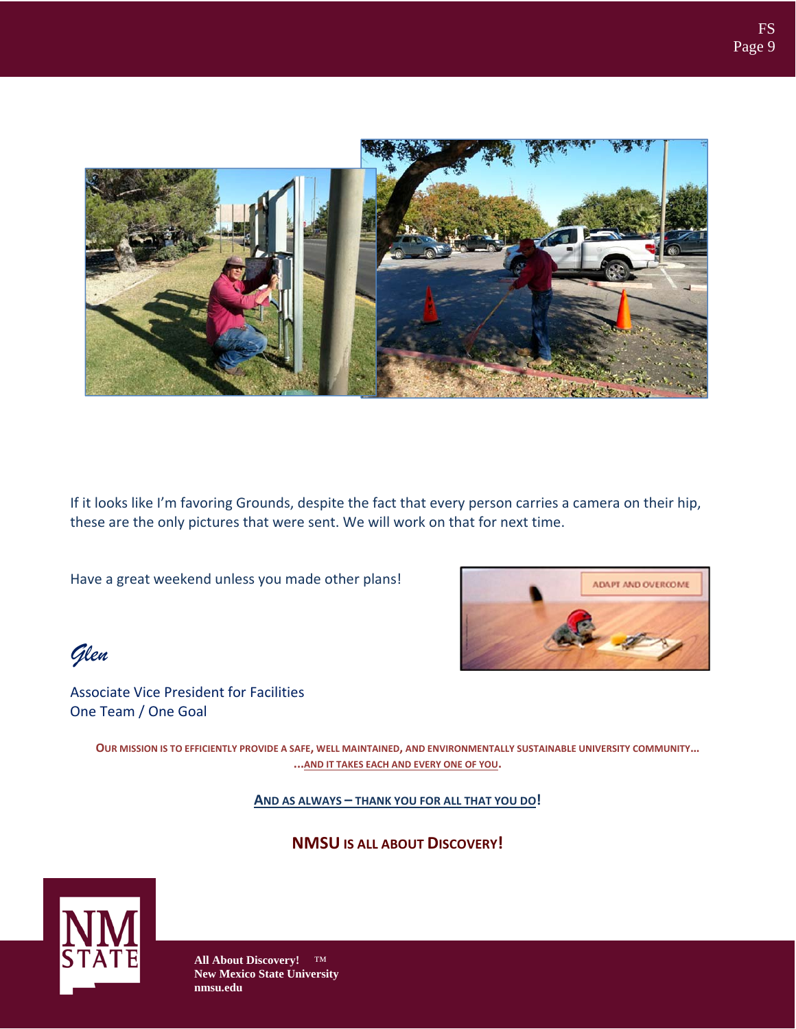If it looks like I'm favoring Grounds, despite the fact that every person carries a camera on their hip, these are the only pictures that were sent. We will work on that for next time.

Have a great weekend unless you made other plans!

*Glen*

Associate Vice President for Facilities
One Team / One Goal

**OUR MISSION IS TO EFFICIENTLY PROVIDE A SAFE, WELL MAINTAINED, AND ENVIRONMENTALLY SUSTAINABLE UNIVERSITY COMMUNITY…**
**…AND IT TAKES EACH AND EVERY ONE OF YOU.**

**AND AS ALWAYS – THANK YOU FOR ALL THAT YOU DO!**

**NMSU IS ALL ABOUT DISCOVERY!**

**All Discovery!™**
**New Mexico State University**
**nmsu.edu**